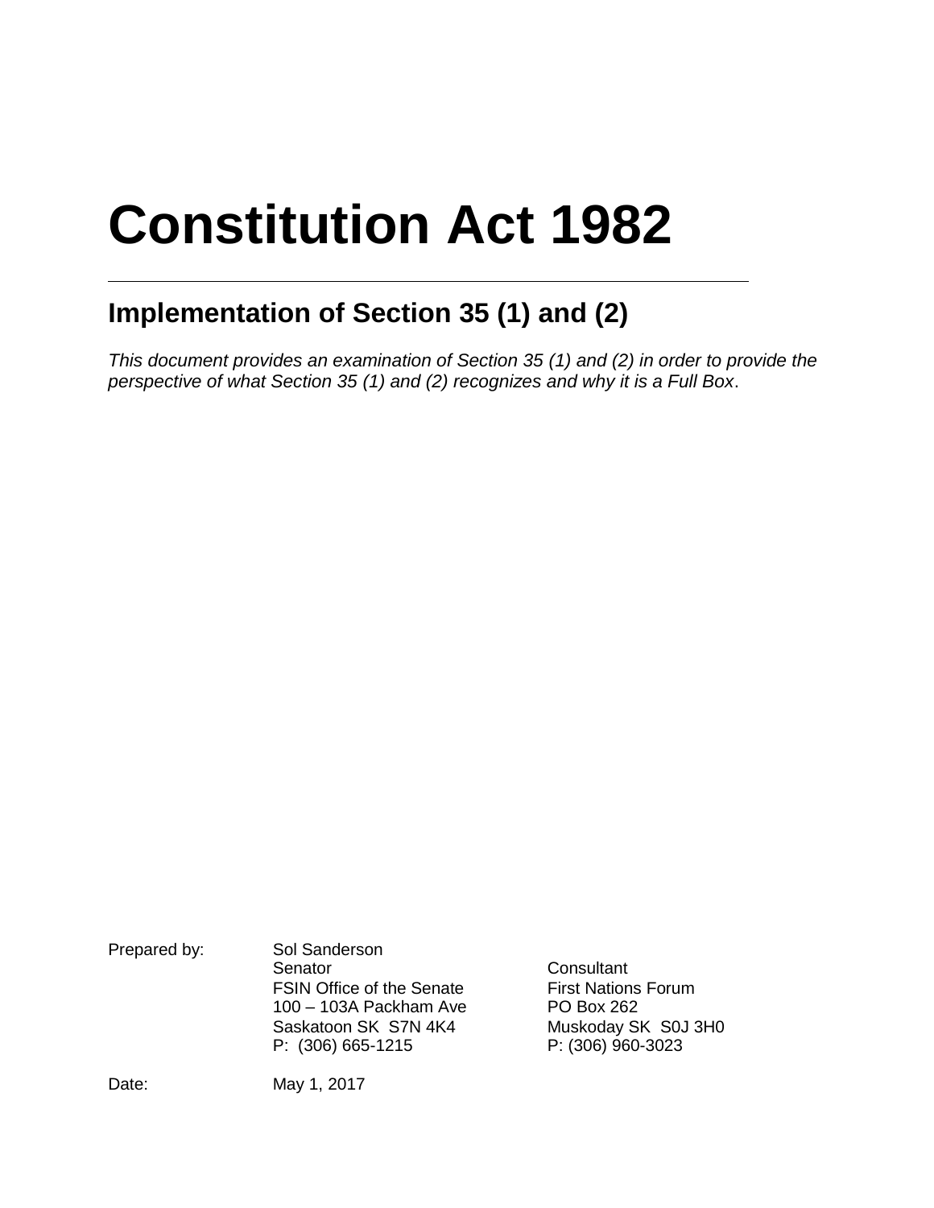# Constitution Act 1982

---

## Implementation of Section 35 (1) and (2)

*This document provides an examination of Section 35 (1) and (2) in order to provide the perspective of what Section 35 (1) and (2) recognizes and why it is a Full Box*.

| | | |
|---|---|---|
| Prepared by: | Sol Sanderson<br>Senator<br>FSIN Office of the Senate<br>100 – 103A Packham Ave<br>Saskatoon SK S7N 4K4<br>P: (306) 665-1215 | <br>Consultant<br>First Nations Forum<br>PO Box 262<br>Muskoday SK S0J 3H0<br>P: (306) 960-3023 |
| Date: | May 1, 2017 | |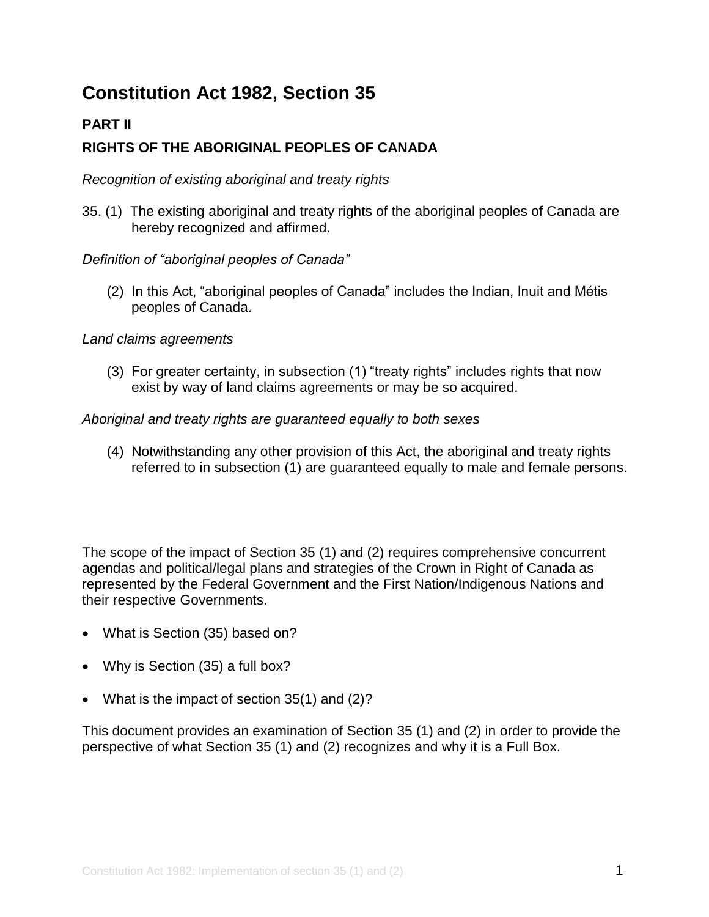# Constitution Act 1982, Section 35

### PART II

### RIGHTS OF THE ABORIGINAL PEOPLES OF CANADA

*Recognition of existing aboriginal and treaty rights*

35. (1) The existing aboriginal and treaty rights of the aboriginal peoples of Canada are hereby recognized and affirmed.

*Definition of "aboriginal peoples of Canada"*

(2) In this Act, "aboriginal peoples of Canada" includes the Indian, Inuit and Métis peoples of Canada.

*Land claims agreements*

(3) For greater certainty, in subsection (1) "treaty rights" includes rights that now exist by way of land claims agreements or may be so acquired.

*Aboriginal and treaty rights are guaranteed equally to both sexes*

(4) Notwithstanding any other provision of this Act, the aboriginal and treaty rights referred to in subsection (1) are guaranteed equally to male and female persons.

The scope of the impact of Section 35 (1) and (2) requires comprehensive concurrent agendas and political/legal plans and strategies of the Crown in Right of Canada as represented by the Federal Government and the First Nation/Indigenous Nations and their respective Governments.

- What is Section (35) based on?
- Why is Section (35) a full box?
- What is the impact of section 35(1) and (2)?

This document provides an examination of Section 35 (1) and (2) in order to provide the perspective of what Section 35 (1) and (2) recognizes and why it is a Full Box.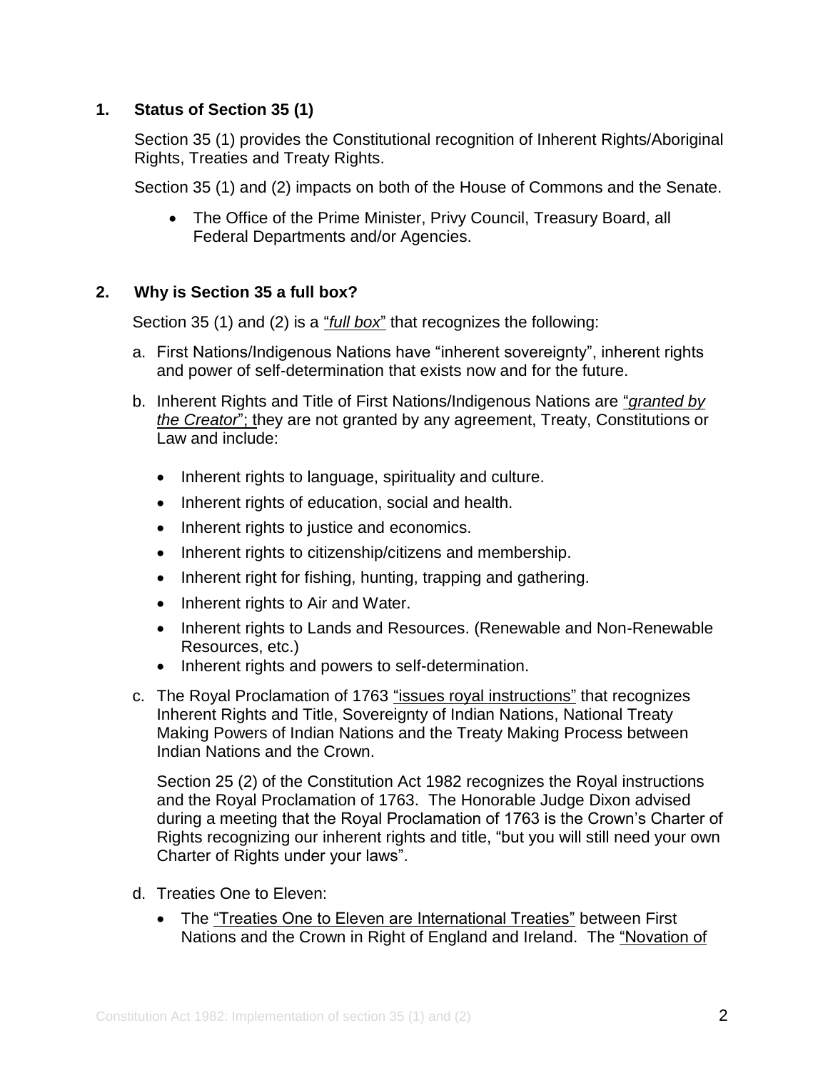## 1. Status of Section 35 (1)

Section 35 (1) provides the Constitutional recognition of Inherent Rights/Aboriginal Rights, Treaties and Treaty Rights.

Section 35 (1) and (2) impacts on both of the House of Commons and the Senate.

- The Office of the Prime Minister, Privy Council, Treasury Board, all Federal Departments and/or Agencies.

## 2. Why is Section 35 a full box?

Section 35 (1) and (2) is a "*full box*" that recognizes the following:

a. First Nations/Indigenous Nations have "inherent sovereignty", inherent rights and power of self-determination that exists now and for the future.

b. Inherent Rights and Title of First Nations/Indigenous Nations are "*granted by the Creator*"; they are not granted by any agreement, Treaty, Constitutions or Law and include:

   - Inherent rights to language, spirituality and culture.
   - Inherent rights of education, social and health.
   - Inherent rights to justice and economics.
   - Inherent rights to citizenship/citizens and membership.
   - Inherent right for fishing, hunting, trapping and gathering.
   - Inherent rights to Air and Water.
   - Inherent rights to Lands and Resources. (Renewable and Non-Renewable Resources, etc.)
   - Inherent rights and powers to self-determination.

c. The Royal Proclamation of 1763 "issues royal instructions" that recognizes Inherent Rights and Title, Sovereignty of Indian Nations, National Treaty Making Powers of Indian Nations and the Treaty Making Process between Indian Nations and the Crown.

   Section 25 (2) of the Constitution Act 1982 recognizes the Royal instructions and the Royal Proclamation of 1763. The Honorable Judge Dixon advised during a meeting that the Royal Proclamation of 1763 is the Crown's Charter of Rights recognizing our inherent rights and title, "but you will still need your own Charter of Rights under your laws".

d. Treaties One to Eleven:

   - The "Treaties One to Eleven are International Treaties" between First Nations and the Crown in Right of England and Ireland. The "Novation of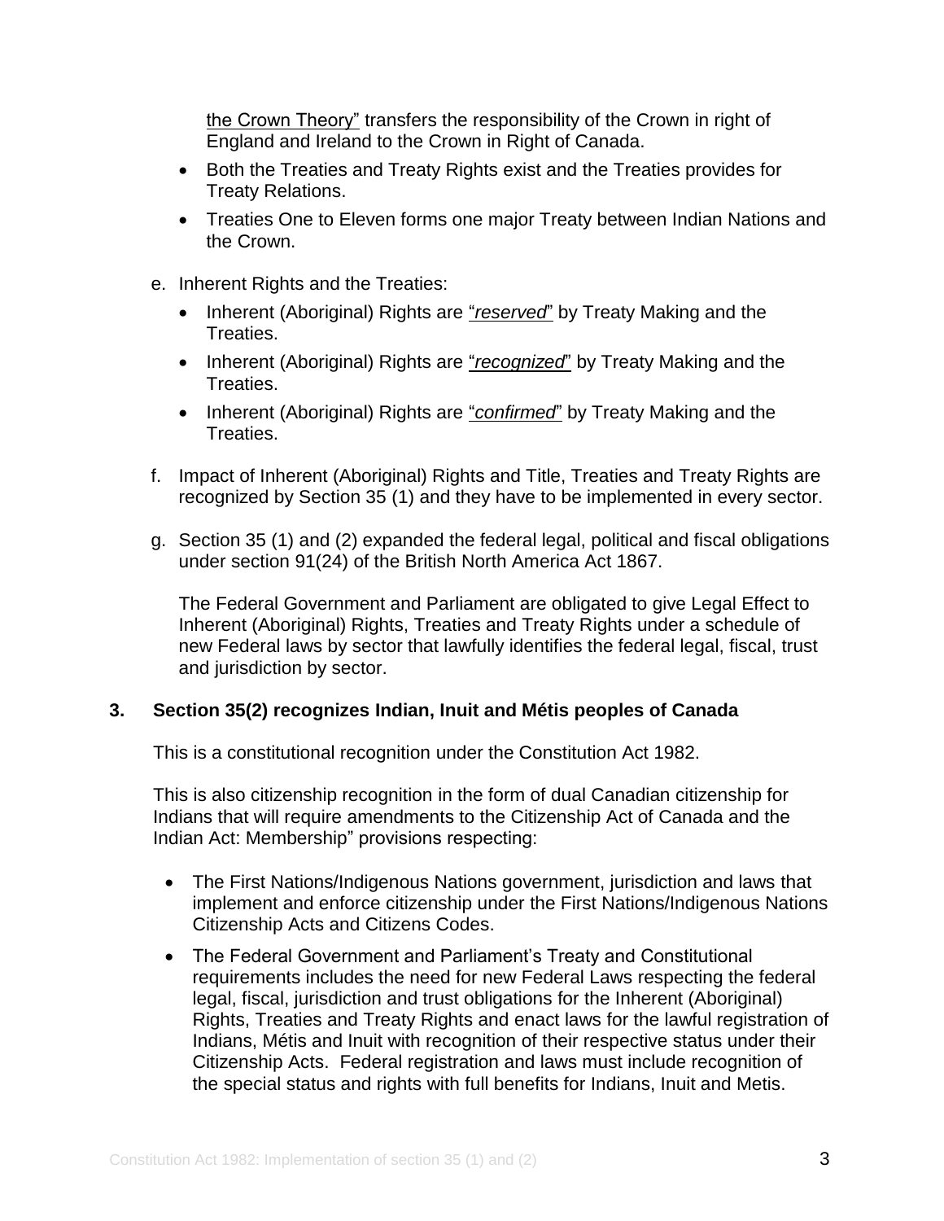the Crown Theory" transfers the responsibility of the Crown in right of England and Ireland to the Crown in Right of Canada.

- Both the Treaties and Treaty Rights exist and the Treaties provides for Treaty Relations.
- Treaties One to Eleven forms one major Treaty between Indian Nations and the Crown.

e. Inherent Rights and the Treaties:

- Inherent (Aboriginal) Rights are "*reserved*" by Treaty Making and the Treaties.
- Inherent (Aboriginal) Rights are "*recognized*" by Treaty Making and the Treaties.
- Inherent (Aboriginal) Rights are "*confirmed*" by Treaty Making and the Treaties.

f. Impact of Inherent (Aboriginal) Rights and Title, Treaties and Treaty Rights are recognized by Section 35 (1) and they have to be implemented in every sector.

g. Section 35 (1) and (2) expanded the federal legal, political and fiscal obligations under section 91(24) of the British North America Act 1867.

The Federal Government and Parliament are obligated to give Legal Effect to Inherent (Aboriginal) Rights, Treaties and Treaty Rights under a schedule of new Federal laws by sector that lawfully identifies the federal legal, fiscal, trust and jurisdiction by sector.

**3. Section 35(2) recognizes Indian, Inuit and Métis peoples of Canada**

This is a constitutional recognition under the Constitution Act 1982.

This is also citizenship recognition in the form of dual Canadian citizenship for Indians that will require amendments to the Citizenship Act of Canada and the Indian Act: Membership" provisions respecting:

- The First Nations/Indigenous Nations government, jurisdiction and laws that implement and enforce citizenship under the First Nations/Indigenous Nations Citizenship Acts and Citizens Codes.
- The Federal Government and Parliament's Treaty and Constitutional requirements includes the need for new Federal Laws respecting the federal legal, fiscal, jurisdiction and trust obligations for the Inherent (Aboriginal) Rights, Treaties and Treaty Rights and enact laws for the lawful registration of Indians, Métis and Inuit with recognition of their respective status under their Citizenship Acts. Federal registration and laws must include recognition of the special status and rights with full benefits for Indians, Inuit and Metis.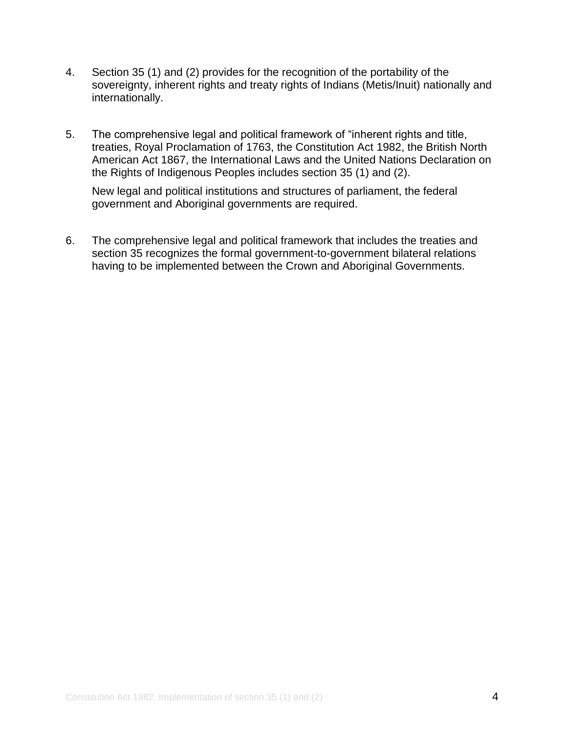4. Section 35 (1) and (2) provides for the recognition of the portability of the sovereignty, inherent rights and treaty rights of Indians (Metis/Inuit) nationally and internationally.

5. The comprehensive legal and political framework of “inherent rights and title, treaties, Royal Proclamation of 1763, the Constitution Act 1982, the British North American Act 1867, the International Laws and the United Nations Declaration on the Rights of Indigenous Peoples includes section 35 (1) and (2).

   New legal and political institutions and structures of parliament, the federal government and Aboriginal governments are required.

6. The comprehensive legal and political framework that includes the treaties and section 35 recognizes the formal government-to-government bilateral relations having to be implemented between the Crown and Aboriginal Governments.